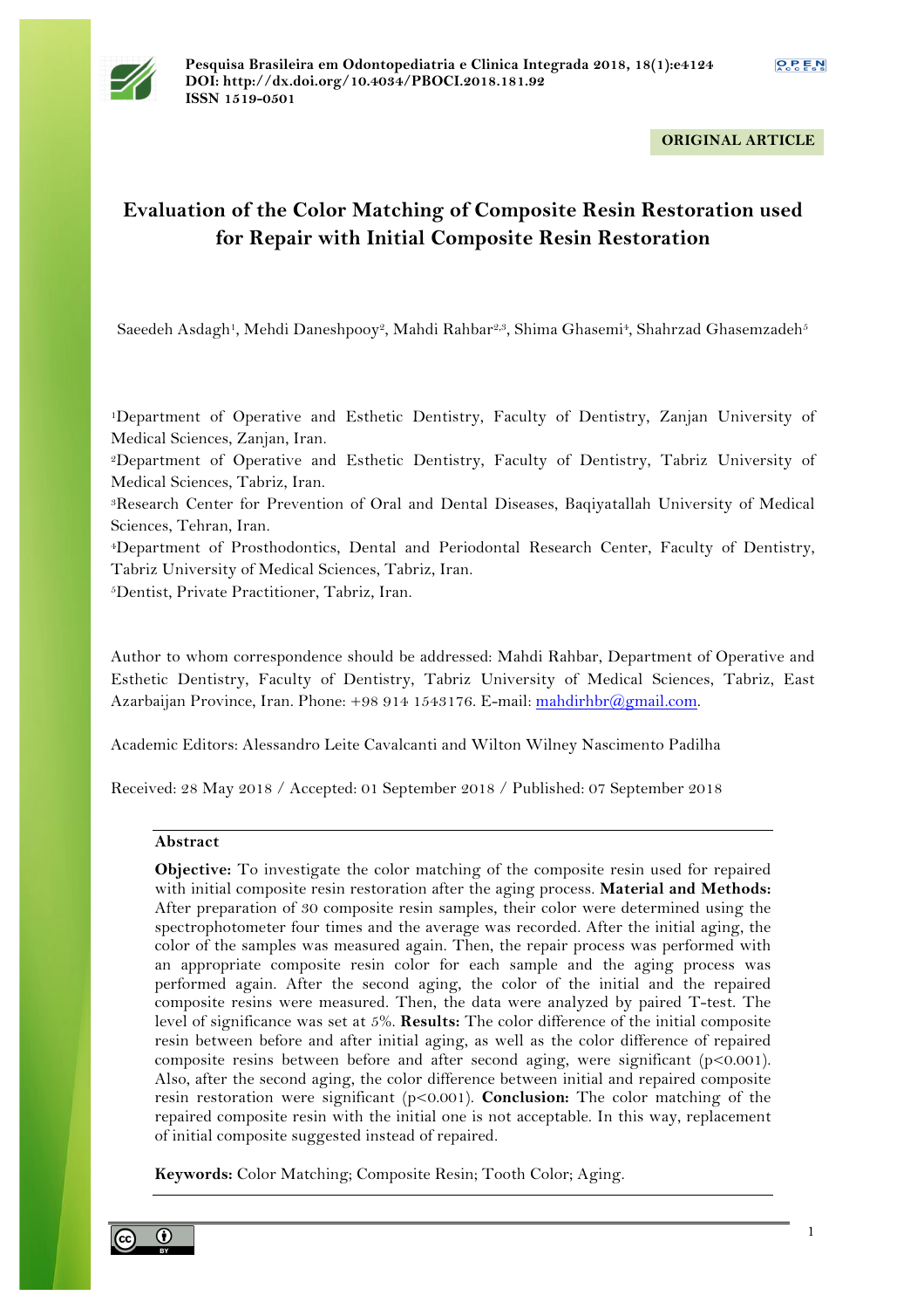Pesquisa Brasileira em Odontopediatria e Clínica Integrada 2018, 18(1):e4124
DOI: http://dx.doi.org/10.4034/PBOCI.2018.181.92
ISSN 1519-0501

ORIGINAL ARTICLE

# Evaluation of the Color Matching of Composite Resin Restoration used for Repair with Initial Composite Resin Restoration

Saeedeh Asdagh[1], Mehdi Daneshpooy[2], Mahdi Rahbar[2,3], Shima Ghasemi[4], Shahrzad Ghasemzadeh[5]

[1]Department of Operative and Esthetic Dentistry, Faculty of Dentistry, Zanjan University of Medical Sciences, Zanjan, Iran.
[2]Department of Operative and Esthetic Dentistry, Faculty of Dentistry, Tabriz University of Medical Sciences, Tabriz, Iran.
[3]Research Center for Prevention of Oral and Dental Diseases, Baqiyatallah University of Medical Sciences, Tehran, Iran.
[4]Department of Prosthodontics, Dental and Periodontal Research Center, Faculty of Dentistry, Tabriz University of Medical Sciences, Tabriz, Iran.
[5]Dentist, Private Practitioner, Tabriz, Iran.

Author to whom correspondence should be addressed: Mahdi Rahbar, Department of Operative and Esthetic Dentistry, Faculty of Dentistry, Tabriz University of Medical Sciences, Tabriz, East Azarbaijan Province, Iran. Phone: +98 914 1543176. E-mail: mahdirhbr@gmail.com.

Academic Editors: Alessandro Leite Cavalcanti and Wilton Wilney Nascimento Padilha

Received: 28 May 2018 / Accepted: 01 September 2018 / Published: 07 September 2018

## Abstract

**Objective:** To investigate the color matching of the composite resin used for repaired with initial composite resin restoration after the aging process. **Material and Methods:** After preparation of 30 composite resin samples, their color were determined using the spectrophotometer four times and the average was recorded. After the initial aging, the color of the samples was measured again. Then, the repair process was performed with an appropriate composite resin color for each sample and the aging process was performed again. After the second aging, the color of the initial and the repaired composite resins were measured. Then, the data were analyzed by paired T-test. The level of significance was set at 5%. **Results:** The color difference of the initial composite resin between before and after initial aging, as well as the color difference of repaired composite resins between before and after second aging, were significant ($p<0.001$). Also, after the second aging, the color difference between initial and repaired composite resin restoration were significant ($p<0.001$). **Conclusion:** The color matching of the repaired composite resin with the initial one is not acceptable. In this way, replacement of initial composite suggested instead of repaired.

**Keywords:** Color Matching; Composite Resin; Tooth Color; Aging.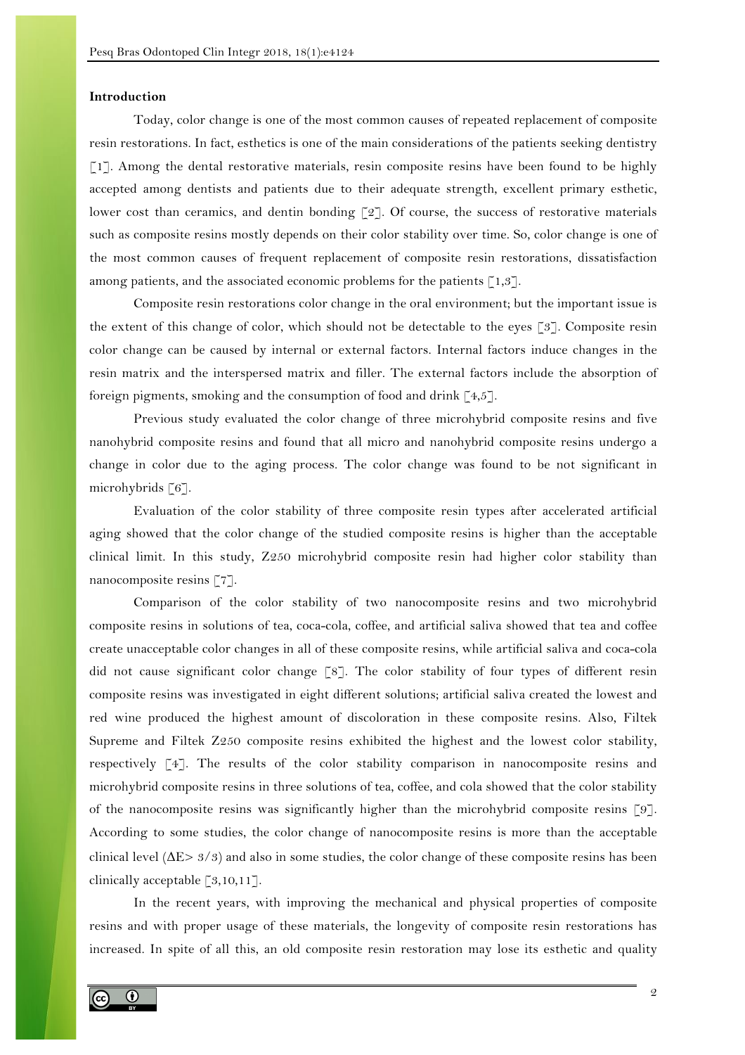### Introduction

Today, color change is one of the most common causes of repeated replacement of composite resin restorations. In fact, esthetics is one of the main considerations of the patients seeking dentistry [1]. Among the dental restorative materials, resin composite resins have been found to be highly accepted among dentists and patients due to their adequate strength, excellent primary esthetic, lower cost than ceramics, and dentin bonding [2]. Of course, the success of restorative materials such as composite resins mostly depends on their color stability over time. So, color change is one of the most common causes of frequent replacement of composite resin restorations, dissatisfaction among patients, and the associated economic problems for the patients [1,3].

Composite resin restorations color change in the oral environment; but the important issue is the extent of this change of color, which should not be detectable to the eyes [3]. Composite resin color change can be caused by internal or external factors. Internal factors induce changes in the resin matrix and the interspersed matrix and filler. The external factors include the absorption of foreign pigments, smoking and the consumption of food and drink [4,5].

Previous study evaluated the color change of three microhybrid composite resins and five nanohybrid composite resins and found that all micro and nanohybrid composite resins undergo a change in color due to the aging process. The color change was found to be not significant in microhybrids [6].

Evaluation of the color stability of three composite resin types after accelerated artificial aging showed that the color change of the studied composite resins is higher than the acceptable clinical limit. In this study, Z250 microhybrid composite resin had higher color stability than nanocomposite resins [7].

Comparison of the color stability of two nanocomposite resins and two microhybrid composite resins in solutions of tea, coca-cola, coffee, and artificial saliva showed that tea and coffee create unacceptable color changes in all of these composite resins, while artificial saliva and coca-cola did not cause significant color change [8]. The color stability of four types of different resin composite resins was investigated in eight different solutions; artificial saliva created the lowest and red wine produced the highest amount of discoloration in these composite resins. Also, Filtek Supreme and Filtek Z250 composite resins exhibited the highest and the lowest color stability, respectively [4]. The results of the color stability comparison in nanocomposite resins and microhybrid composite resins in three solutions of tea, coffee, and cola showed that the color stability of the nanocomposite resins was significantly higher than the microhybrid composite resins [9]. According to some studies, the color change of nanocomposite resins is more than the acceptable clinical level ($\Delta E > 3/3$) and also in some studies, the color change of these composite resins has been clinically acceptable [3,10,11].

In the recent years, with improving the mechanical and physical properties of composite resins and with proper usage of these materials, the longevity of composite resin restorations has increased. In spite of all this, an old composite resin restoration may lose its esthetic and quality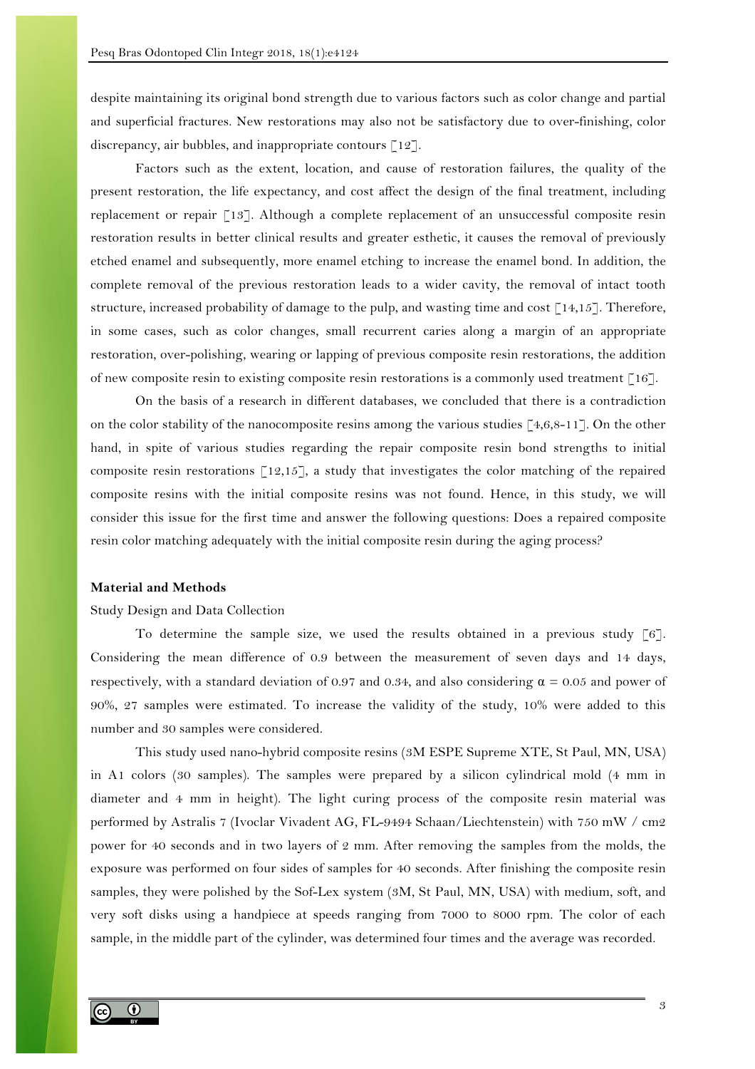despite maintaining its original bond strength due to various factors such as color change and partial and superficial fractures. New restorations may also not be satisfactory due to over-finishing, color discrepancy, air bubbles, and inappropriate contours [12].

Factors such as the extent, location, and cause of restoration failures, the quality of the present restoration, the life expectancy, and cost affect the design of the final treatment, including replacement or repair [13]. Although a complete replacement of an unsuccessful composite resin restoration results in better clinical results and greater esthetic, it causes the removal of previously etched enamel and subsequently, more enamel etching to increase the enamel bond. In addition, the complete removal of the previous restoration leads to a wider cavity, the removal of intact tooth structure, increased probability of damage to the pulp, and wasting time and cost [14,15]. Therefore, in some cases, such as color changes, small recurrent caries along a margin of an appropriate restoration, over-polishing, wearing or lapping of previous composite resin restorations, the addition of new composite resin to existing composite resin restorations is a commonly used treatment [16].

On the basis of a research in different databases, we concluded that there is a contradiction on the color stability of the nanocomposite resins among the various studies [4,6,8-11]. On the other hand, in spite of various studies regarding the repair composite resin bond strengths to initial composite resin restorations [12,15], a study that investigates the color matching of the repaired composite resins with the initial composite resins was not found. Hence, in this study, we will consider this issue for the first time and answer the following questions: Does a repaired composite resin color matching adequately with the initial composite resin during the aging process?

## Material and Methods

Study Design and Data Collection

To determine the sample size, we used the results obtained in a previous study [6]. Considering the mean difference of 0.9 between the measurement of seven days and 14 days, respectively, with a standard deviation of 0.97 and 0.34, and also considering $\alpha = 0.05$ and power of 90%, 27 samples were estimated. To increase the validity of the study, 10% were added to this number and 30 samples were considered.

This study used nano-hybrid composite resins (3M ESPE Supreme XTE, St Paul, MN, USA) in A1 colors (30 samples). The samples were prepared by a silicon cylindrical mold (4 mm in diameter and 4 mm in height). The light curing process of the composite resin material was performed by Astralis 7 (Ivoclar Vivadent AG, FL-9494 Schaan/Liechtenstein) with 750 mW / cm2 power for 40 seconds and in two layers of 2 mm. After removing the samples from the molds, the exposure was performed on four sides of samples for 40 seconds. After finishing the composite resin samples, they were polished by the Sof-Lex system (3M, St Paul, MN, USA) with medium, soft, and very soft disks using a handpiece at speeds ranging from 7000 to 8000 rpm. The color of each sample, in the middle part of the cylinder, was determined four times and the average was recorded.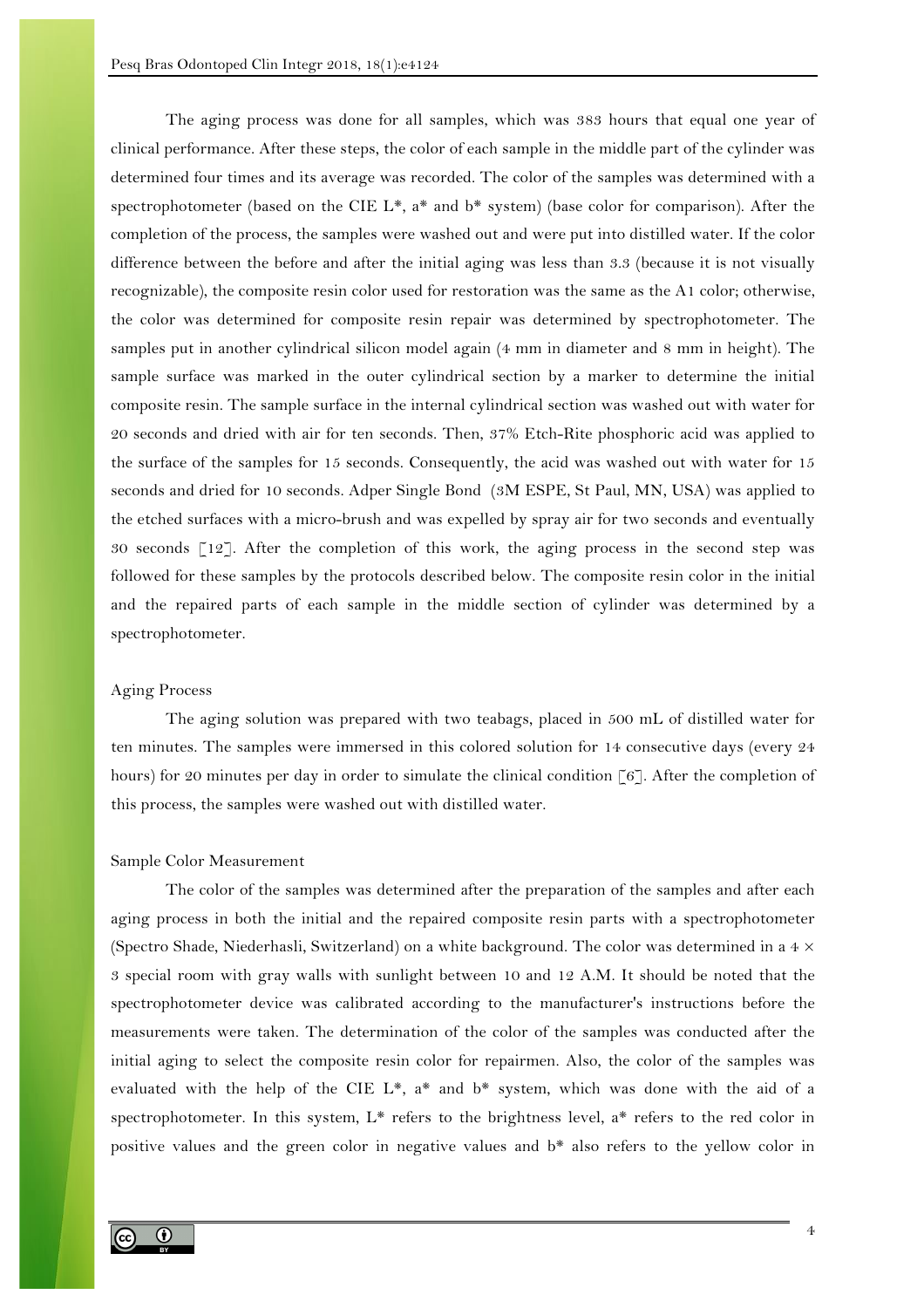The aging process was done for all samples, which was 383 hours that equal one year of clinical performance. After these steps, the color of each sample in the middle part of the cylinder was determined four times and its average was recorded. The color of the samples was determined with a spectrophotometer (based on the CIE L*, a* and b* system) (base color for comparison). After the completion of the process, the samples were washed out and were put into distilled water. If the color difference between the before and after the initial aging was less than 3.3 (because it is not visually recognizable), the composite resin color used for restoration was the same as the A1 color; otherwise, the color was determined for composite resin repair was determined by spectrophotometer. The samples put in another cylindrical silicon model again (4 mm in diameter and 8 mm in height). The sample surface was marked in the outer cylindrical section by a marker to determine the initial composite resin. The sample surface in the internal cylindrical section was washed out with water for 20 seconds and dried with air for ten seconds. Then, 37% Etch-Rite phosphoric acid was applied to the surface of the samples for 15 seconds. Consequently, the acid was washed out with water for 15 seconds and dried for 10 seconds. Adper Single Bond (3M ESPE, St Paul, MN, USA) was applied to the etched surfaces with a micro-brush and was expelled by spray air for two seconds and eventually 30 seconds [12]. After the completion of this work, the aging process in the second step was followed for these samples by the protocols described below. The composite resin color in the initial and the repaired parts of each sample in the middle section of cylinder was determined by a spectrophotometer.

## Aging Process

The aging solution was prepared with two teabags, placed in 500 mL of distilled water for ten minutes. The samples were immersed in this colored solution for 14 consecutive days (every 24 hours) for 20 minutes per day in order to simulate the clinical condition [6]. After the completion of this process, the samples were washed out with distilled water.

## Sample Color Measurement

The color of the samples was determined after the preparation of the samples and after each aging process in both the initial and the repaired composite resin parts with a spectrophotometer (Spectro Shade, Niederhasli, Switzerland) on a white background. The color was determined in a 4 × 3 special room with gray walls with sunlight between 10 and 12 A.M. It should be noted that the spectrophotometer device was calibrated according to the manufacturer's instructions before the measurements were taken. The determination of the color of the samples was conducted after the initial aging to select the composite resin color for repairmen. Also, the color of the samples was evaluated with the help of the CIE L*, a* and b* system, which was done with the aid of a spectrophotometer. In this system, L* refers to the brightness level, a* refers to the red color in positive values and the green color in negative values and b* also refers to the yellow color in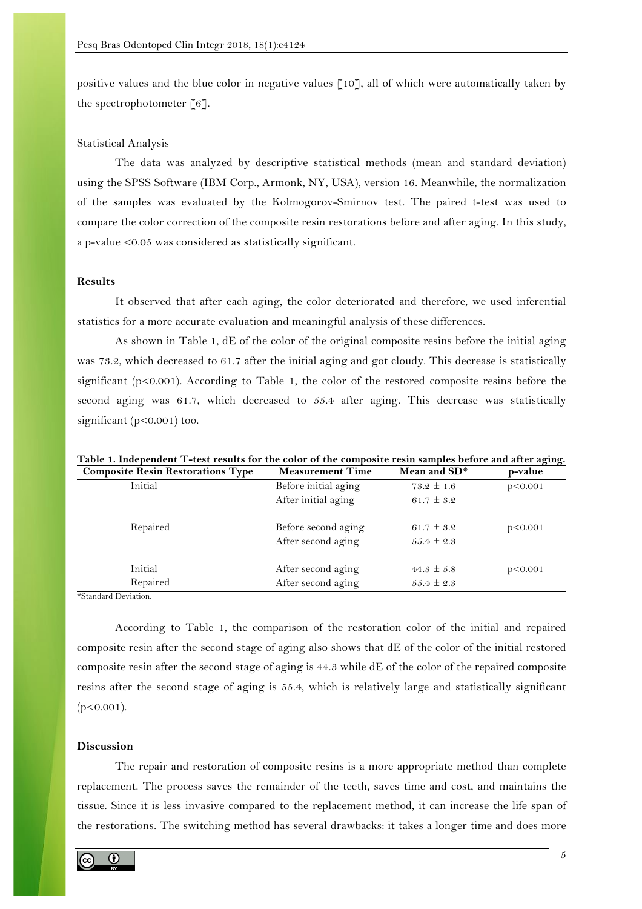positive values and the blue color in negative values [10], all of which were automatically taken by the spectrophotometer [6].

Statistical Analysis

The data was analyzed by descriptive statistical methods (mean and standard deviation) using the SPSS Software (IBM Corp., Armonk, NY, USA), version 16. Meanwhile, the normalization of the samples was evaluated by the Kolmogorov-Smirnov test. The paired t-test was used to compare the color correction of the composite resin restorations before and after aging. In this study, a p-value $<0.05$ was considered as statistically significant.

## Results

It observed that after each aging, the color deteriorated and therefore, we used inferential statistics for a more accurate evaluation and meaningful analysis of these differences.

As shown in Table 1, dE of the color of the original composite resins before the initial aging was 73.2, which decreased to 61.7 after the initial aging and got cloudy. This decrease is statistically significant ($p<0.001$). According to Table 1, the color of the restored composite resins before the second aging was 61.7, which decreased to 55.4 after aging. This decrease was statistically significant ($p<0.001$) too.

**Table 1. Independent T-test results for the color of the composite resin samples before and after aging.**

| Composite Resin Restorations Type | Measurement Time | Mean and SD* | p-value |
|---|---|---|---|
| Initial | Before initial aging | 73.2 ± 1.6 | p<0.001 |
| | After initial aging | 61.7 ± 3.2 | |
| Repaired | Before second aging | 61.7 ± 3.2 | p<0.001 |
| | After second aging | 55.4 ± 2.3 | |
| Initial | After second aging | 44.3 ± 5.8 | p<0.001 |
| Repaired | After second aging | 55.4 ± 2.3 | |

*Standard Deviation.

According to Table 1, the comparison of the restoration color of the initial and repaired composite resin after the second stage of aging also shows that dE of the color of the initial restored composite resin after the second stage of aging is 44.3 while dE of the color of the repaired composite resins after the second stage of aging is 55.4, which is relatively large and statistically significant ($p<0.001$).

## Discussion

The repair and restoration of composite resins is a more appropriate method than complete replacement. The process saves the remainder of the teeth, saves time and cost, and maintains the tissue. Since it is less invasive compared to the replacement method, it can increase the life span of the restorations. The switching method has several drawbacks: it takes a longer time and does more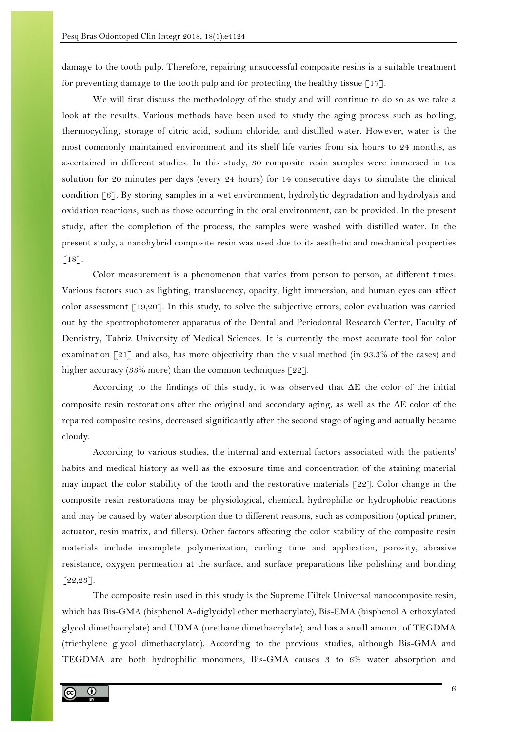damage to the tooth pulp. Therefore, repairing unsuccessful composite resins is a suitable treatment for preventing damage to the tooth pulp and for protecting the healthy tissue [17].

We will first discuss the methodology of the study and will continue to do so as we take a look at the results. Various methods have been used to study the aging process such as boiling, thermocycling, storage of citric acid, sodium chloride, and distilled water. However, water is the most commonly maintained environment and its shelf life varies from six hours to 24 months, as ascertained in different studies. In this study, 30 composite resin samples were immersed in tea solution for 20 minutes per days (every 24 hours) for 14 consecutive days to simulate the clinical condition [6]. By storing samples in a wet environment, hydrolytic degradation and hydrolysis and oxidation reactions, such as those occurring in the oral environment, can be provided. In the present study, after the completion of the process, the samples were washed with distilled water. In the present study, a nanohybrid composite resin was used due to its aesthetic and mechanical properties [18].

Color measurement is a phenomenon that varies from person to person, at different times. Various factors such as lighting, translucency, opacity, light immersion, and human eyes can affect color assessment [19,20]. In this study, to solve the subjective errors, color evaluation was carried out by the spectrophotometer apparatus of the Dental and Periodontal Research Center, Faculty of Dentistry, Tabriz University of Medical Sciences. It is currently the most accurate tool for color examination [21] and also, has more objectivity than the visual method (in 93.3% of the cases) and higher accuracy (33% more) than the common techniques [22].

According to the findings of this study, it was observed that $\Delta E$ the color of the initial composite resin restorations after the original and secondary aging, as well as the $\Delta E$ color of the repaired composite resins, decreased significantly after the second stage of aging and actually became cloudy.

According to various studies, the internal and external factors associated with the patients' habits and medical history as well as the exposure time and concentration of the staining material may impact the color stability of the tooth and the restorative materials [22]. Color change in the composite resin restorations may be physiological, chemical, hydrophilic or hydrophobic reactions and may be caused by water absorption due to different reasons, such as composition (optical primer, actuator, resin matrix, and fillers). Other factors affecting the color stability of the composite resin materials include incomplete polymerization, curling time and application, porosity, abrasive resistance, oxygen permeation at the surface, and surface preparations like polishing and bonding [22,23].

The composite resin used in this study is the Supreme Filtek Universal nanocomposite resin, which has Bis-GMA (bisphenol A-diglycidyl ether methacrylate), Bis-EMA (bisphenol A ethoxylated glycol dimethacrylate) and UDMA (urethane dimethacrylate), and has a small amount of TEGDMA (triethylene glycol dimethacrylate). According to the previous studies, although Bis-GMA and TEGDMA are both hydrophilic monomers, Bis-GMA causes 3 to 6% water absorption and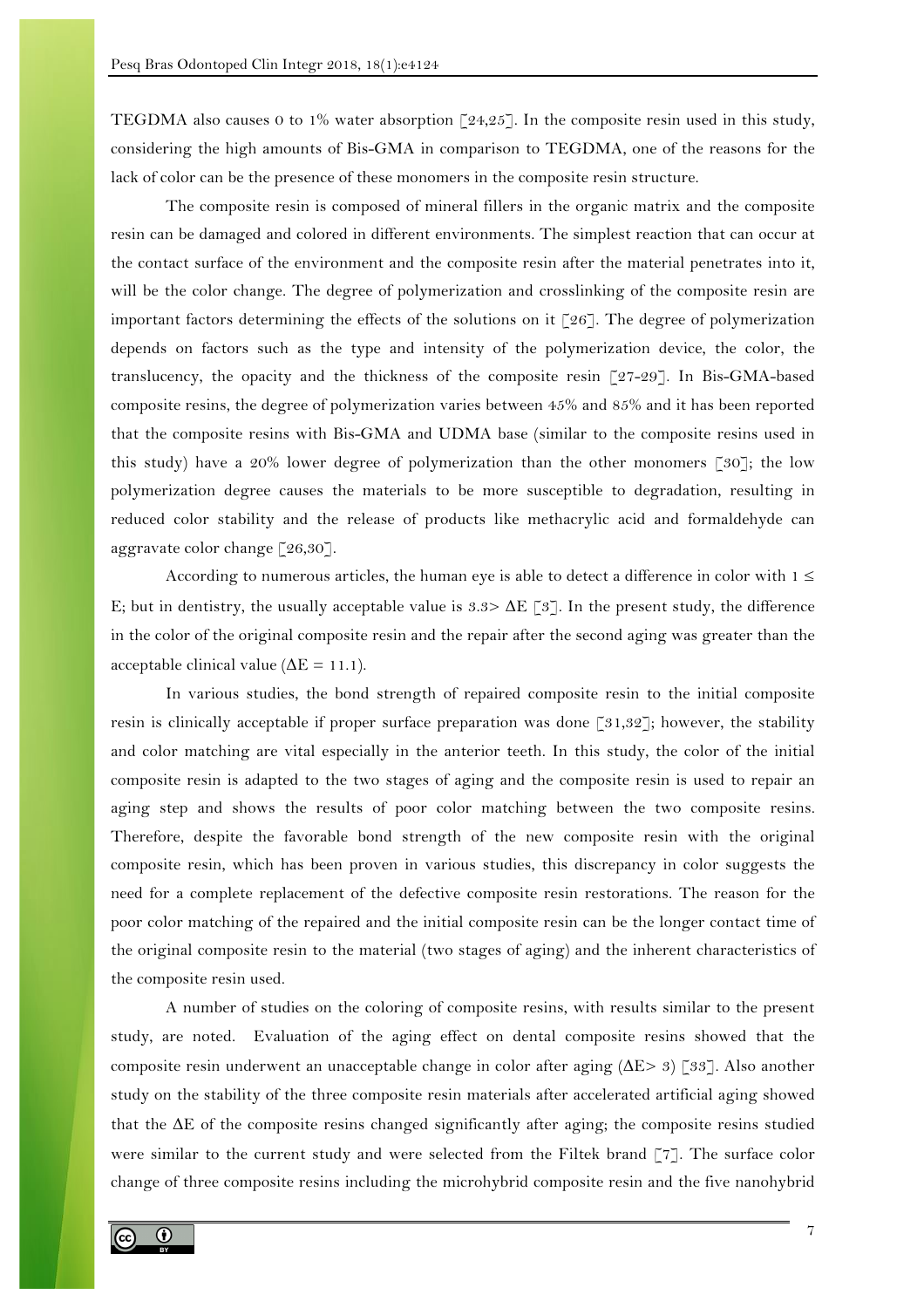TEGDMA also causes 0 to 1% water absorption [24,25]. In the composite resin used in this study, considering the high amounts of Bis-GMA in comparison to TEGDMA, one of the reasons for the lack of color can be the presence of these monomers in the composite resin structure.

The composite resin is composed of mineral fillers in the organic matrix and the composite resin can be damaged and colored in different environments. The simplest reaction that can occur at the contact surface of the environment and the composite resin after the material penetrates into it, will be the color change. The degree of polymerization and crosslinking of the composite resin are important factors determining the effects of the solutions on it [26]. The degree of polymerization depends on factors such as the type and intensity of the polymerization device, the color, the translucency, the opacity and the thickness of the composite resin [27-29]. In Bis-GMA-based composite resins, the degree of polymerization varies between 45% and 85% and it has been reported that the composite resins with Bis-GMA and UDMA base (similar to the composite resins used in this study) have a 20% lower degree of polymerization than the other monomers [30]; the low polymerization degree causes the materials to be more susceptible to degradation, resulting in reduced color stability and the release of products like methacrylic acid and formaldehyde can aggravate color change [26,30].

According to numerous articles, the human eye is able to detect a difference in color with $1 \leq$ E; but in dentistry, the usually acceptable value is $3.3 > \Delta E$ [3]. In the present study, the difference in the color of the original composite resin and the repair after the second aging was greater than the acceptable clinical value ($\Delta E = 11.1$).

In various studies, the bond strength of repaired composite resin to the initial composite resin is clinically acceptable if proper surface preparation was done [31,32]; however, the stability and color matching are vital especially in the anterior teeth. In this study, the color of the initial composite resin is adapted to the two stages of aging and the composite resin is used to repair an aging step and shows the results of poor color matching between the two composite resins. Therefore, despite the favorable bond strength of the new composite resin with the original composite resin, which has been proven in various studies, this discrepancy in color suggests the need for a complete replacement of the defective composite resin restorations. The reason for the poor color matching of the repaired and the initial composite resin can be the longer contact time of the original composite resin to the material (two stages of aging) and the inherent characteristics of the composite resin used.

A number of studies on the coloring of composite resins, with results similar to the present study, are noted. Evaluation of the aging effect on dental composite resins showed that the composite resin underwent an unacceptable change in color after aging ($\Delta E > 3$) [33]. Also another study on the stability of the three composite resin materials after accelerated artificial aging showed that the $\Delta E$ of the composite resins changed significantly after aging; the composite resins studied were similar to the current study and were selected from the Filtek brand [7]. The surface color change of three composite resins including the microhybrid composite resin and the five nanohybrid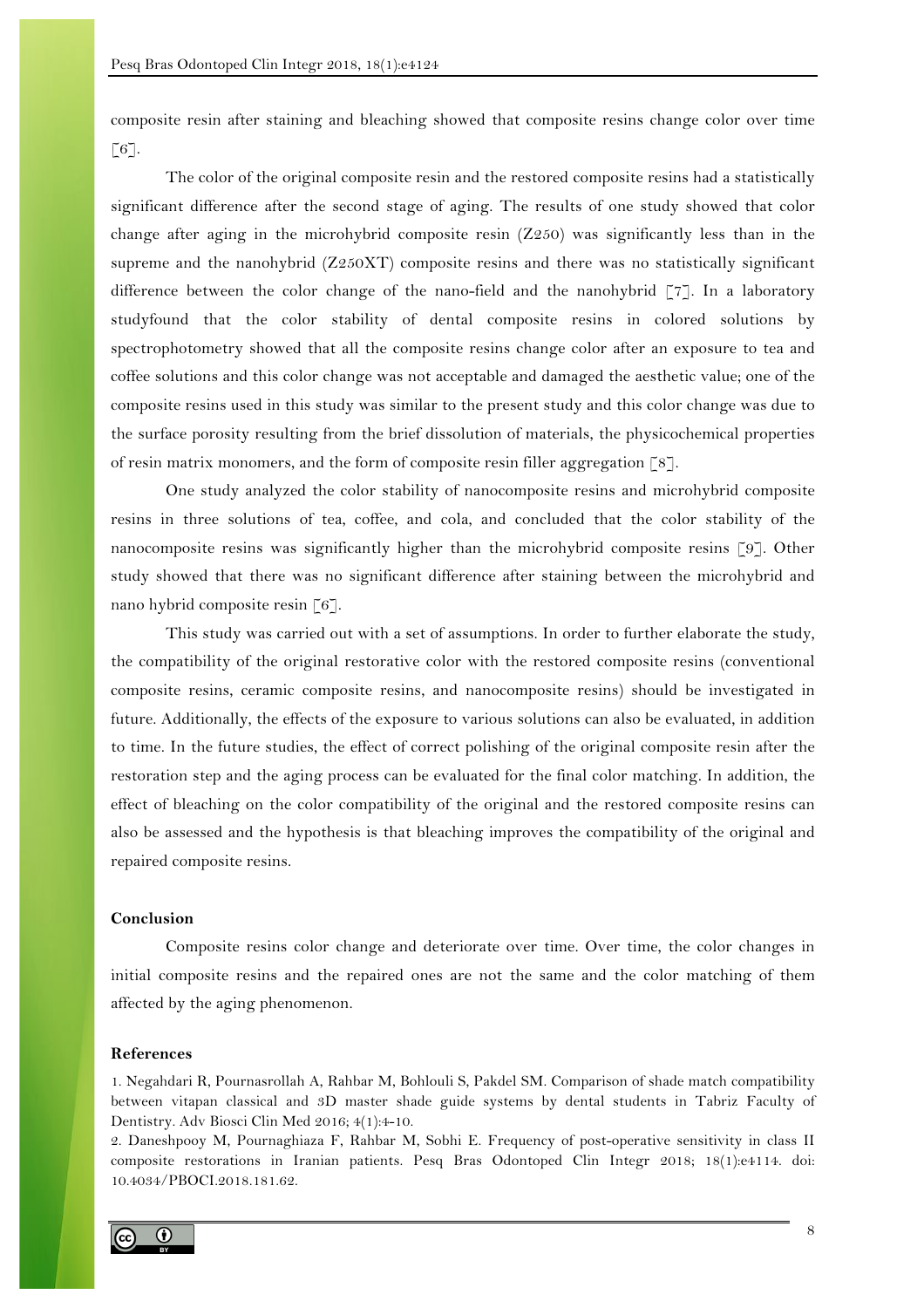composite resin after staining and bleaching showed that composite resins change color over time [6].

The color of the original composite resin and the restored composite resins had a statistically significant difference after the second stage of aging. The results of one study showed that color change after aging in the microhybrid composite resin (Z250) was significantly less than in the supreme and the nanohybrid (Z250XT) composite resins and there was no statistically significant difference between the color change of the nano-field and the nanohybrid [7]. In a laboratory studyfound that the color stability of dental composite resins in colored solutions by spectrophotometry showed that all the composite resins change color after an exposure to tea and coffee solutions and this color change was not acceptable and damaged the aesthetic value; one of the composite resins used in this study was similar to the present study and this color change was due to the surface porosity resulting from the brief dissolution of materials, the physicochemical properties of resin matrix monomers, and the form of composite resin filler aggregation [8].

One study analyzed the color stability of nanocomposite resins and microhybrid composite resins in three solutions of tea, coffee, and cola, and concluded that the color stability of the nanocomposite resins was significantly higher than the microhybrid composite resins [9]. Other study showed that there was no significant difference after staining between the microhybrid and nano hybrid composite resin [6].

This study was carried out with a set of assumptions. In order to further elaborate the study, the compatibility of the original restorative color with the restored composite resins (conventional composite resins, ceramic composite resins, and nanocomposite resins) should be investigated in future. Additionally, the effects of the exposure to various solutions can also be evaluated, in addition to time. In the future studies, the effect of correct polishing of the original composite resin after the restoration step and the aging process can be evaluated for the final color matching. In addition, the effect of bleaching on the color compatibility of the original and the restored composite resins can also be assessed and the hypothesis is that bleaching improves the compatibility of the original and repaired composite resins.

## Conclusion

Composite resins color change and deteriorate over time. Over time, the color changes in initial composite resins and the repaired ones are not the same and the color matching of them affected by the aging phenomenon.

## References

1. Negahdari R, Pournasrollah A, Rahbar M, Bohlouli S, Pakdel SM. Comparison of shade match compatibility between vitapan classical and 3D master shade guide systems by dental students in Tabriz Faculty of Dentistry. Adv Biosci Clin Med 2016; 4(1):4-10.
2. Daneshpooy M, Pournaghiaza F, Rahbar M, Sobhi E. Frequency of post-operative sensitivity in class II composite restorations in Iranian patients. Pesq Bras Odontoped Clin Integr 2018; 18(1):e4114. doi: 10.4034/PBOCI.2018.181.62.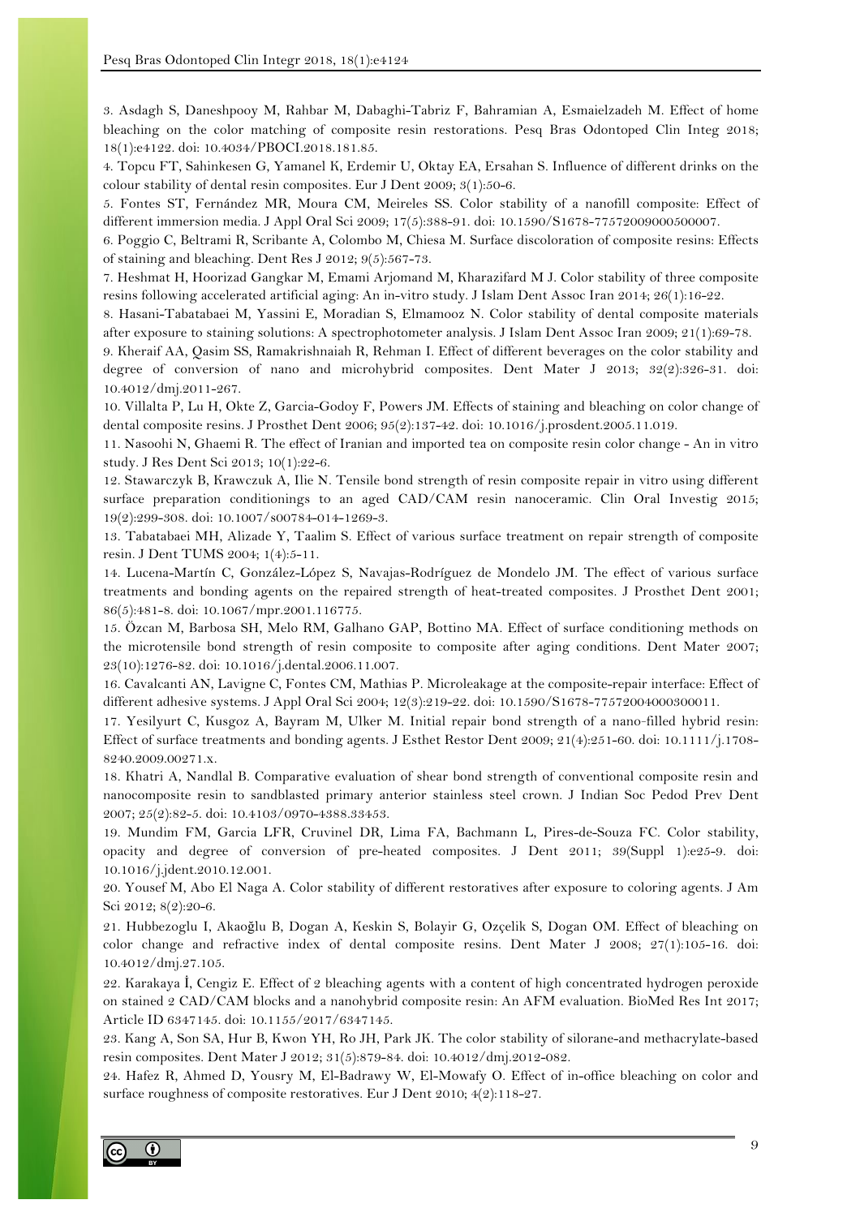3. Asdagh S, Daneshpooy M, Rahbar M, Dabaghi-Tabriz F, Bahramian A, Esmaielzadeh M. Effect of home bleaching on the color matching of composite resin restorations. Pesq Bras Odontoped Clin Integ 2018; 18(1):e4122. doi: 10.4034/PBOCI.2018.181.85.

4. Topcu FT, Sahinkesen G, Yamanel K, Erdemir U, Oktay EA, Ersahan S. Influence of different drinks on the colour stability of dental resin composites. Eur J Dent 2009; 3(1):50-6.

5. Fontes ST, Fernández MR, Moura CM, Meireles SS. Color stability of a nanofill composite: Effect of different immersion media. J Appl Oral Sci 2009; 17(5):388-91. doi: 10.1590/S1678-77572009000500007.

6. Poggio C, Beltrami R, Scribante A, Colombo M, Chiesa M. Surface discoloration of composite resins: Effects of staining and bleaching. Dent Res J 2012; 9(5):567-73.

7. Heshmat H, Hoorizad Gangkar M, Emami Arjomand M, Kharazifard M J. Color stability of three composite resins following accelerated artificial aging: An in-vitro study. J Islam Dent Assoc Iran 2014; 26(1):16-22.

8. Hasani-Tabatabaei M, Yassini E, Moradian S, Elmamooz N. Color stability of dental composite materials after exposure to staining solutions: A spectrophotometer analysis. J Islam Dent Assoc Iran 2009; 21(1):69-78.

9. Kheraif AA, Qasim SS, Ramakrishnaiah R, Rehman I. Effect of different beverages on the color stability and degree of conversion of nano and microhybrid composites. Dent Mater J 2013; 32(2):326-31. doi: 10.4012/dmj.2011-267.

10. Villalta P, Lu H, Okte Z, Garcia-Godoy F, Powers JM. Effects of staining and bleaching on color change of dental composite resins. J Prosthet Dent 2006; 95(2):137-42. doi: 10.1016/j.prosdent.2005.11.019.

11. Nasoohi N, Ghaemi R. The effect of Iranian and imported tea on composite resin color change - An in vitro study. J Res Dent Sci 2013; 10(1):22-6.

12. Stawarczyk B, Krawczuk A, Ilie N. Tensile bond strength of resin composite repair in vitro using different surface preparation conditionings to an aged CAD/CAM resin nanoceramic. Clin Oral Investig 2015; 19(2):299-308. doi: 10.1007/s00784-014-1269-3.

13. Tabatabaei MH, Alizade Y, Taalim S. Effect of various surface treatment on repair strength of composite resin. J Dent TUMS 2004; 1(4):5-11.

14. Lucena-Martín C, González-López S, Navajas-Rodríguez de Mondelo JM. The effect of various surface treatments and bonding agents on the repaired strength of heat-treated composites. J Prosthet Dent 2001; 86(5):481-8. doi: 10.1067/mpr.2001.116775.

15. Özcan M, Barbosa SH, Melo RM, Galhano GAP, Bottino MA. Effect of surface conditioning methods on the microtensile bond strength of resin composite to composite after aging conditions. Dent Mater 2007; 23(10):1276-82. doi: 10.1016/j.dental.2006.11.007.

16. Cavalcanti AN, Lavigne C, Fontes CM, Mathias P. Microleakage at the composite-repair interface: Effect of different adhesive systems. J Appl Oral Sci 2004; 12(3):219-22. doi: 10.1590/S1678-77572004000300011.

17. Yesilyurt C, Kusgoz A, Bayram M, Ulker M. Initial repair bond strength of a nano-filled hybrid resin: Effect of surface treatments and bonding agents. J Esthet Restor Dent 2009; 21(4):251-60. doi: 10.1111/j.1708-8240.2009.00271.x.

18. Khatri A, Nandlal B. Comparative evaluation of shear bond strength of conventional composite resin and nanocomposite resin to sandblasted primary anterior stainless steel crown. J Indian Soc Pedod Prev Dent 2007; 25(2):82-5. doi: 10.4103/0970-4388.33453.

19. Mundim FM, Garcia LFR, Cruvinel DR, Lima FA, Bachmann L, Pires-de-Souza FC. Color stability, opacity and degree of conversion of pre-heated composites. J Dent 2011; 39(Suppl 1):e25-9. doi: 10.1016/j.jdent.2010.12.001.

20. Yousef M, Abo El Naga A. Color stability of different restoratives after exposure to coloring agents. J Am Sci 2012; 8(2):20-6.

21. Hubbezoglu I, Akaoğlu B, Dogan A, Keskin S, Bolayir G, Ozçelik S, Dogan OM. Effect of bleaching on color change and refractive index of dental composite resins. Dent Mater J 2008; 27(1):105-16. doi: 10.4012/dmj.27.105.

22. Karakaya İ, Cengiz E. Effect of 2 bleaching agents with a content of high concentrated hydrogen peroxide on stained 2 CAD/CAM blocks and a nanohybrid composite resin: An AFM evaluation. BioMed Res Int 2017; Article ID 6347145. doi: 10.1155/2017/6347145.

23. Kang A, Son SA, Hur B, Kwon YH, Ro JH, Park JK. The color stability of silorane-and methacrylate-based resin composites. Dent Mater J 2012; 31(5):879-84. doi: 10.4012/dmj.2012-082.

24. Hafez R, Ahmed D, Yousry M, El-Badrawy W, El-Mowafy O. Effect of in-office bleaching on color and surface roughness of composite restoratives. Eur J Dent 2010; 4(2):118-27.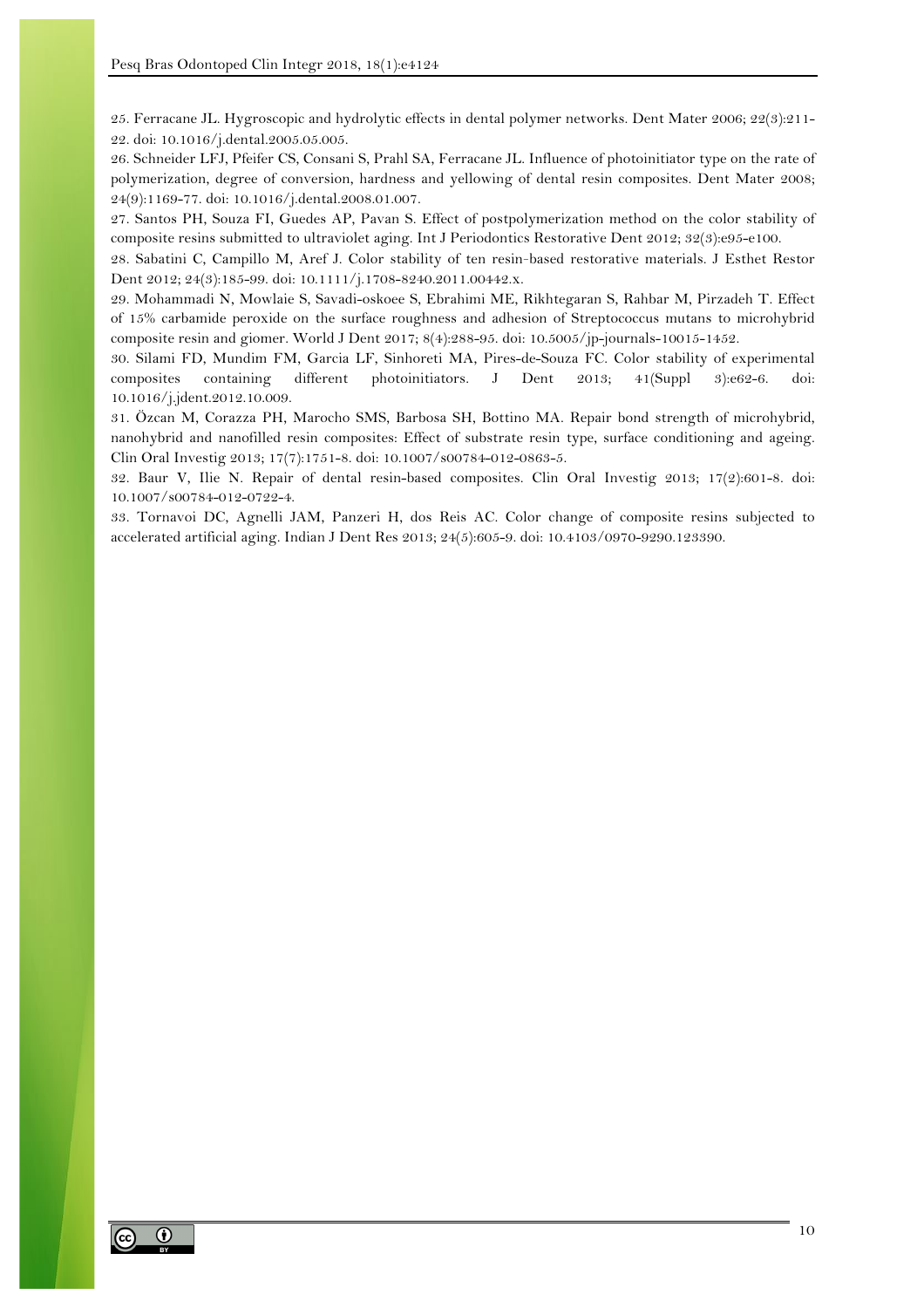25. Ferracane JL. Hygroscopic and hydrolytic effects in dental polymer networks. Dent Mater 2006; 22(3):211-22. doi: 10.1016/j.dental.2005.05.005.

26. Schneider LFJ, Pfeifer CS, Consani S, Prahl SA, Ferracane JL. Influence of photoinitiator type on the rate of polymerization, degree of conversion, hardness and yellowing of dental resin composites. Dent Mater 2008; 24(9):1169-77. doi: 10.1016/j.dental.2008.01.007.

27. Santos PH, Souza FI, Guedes AP, Pavan S. Effect of postpolymerization method on the color stability of composite resins submitted to ultraviolet aging. Int J Periodontics Restorative Dent 2012; 32(3):e95-e100.

28. Sabatini C, Campillo M, Aref J. Color stability of ten resin-based restorative materials. J Esthet Restor Dent 2012; 24(3):185-99. doi: 10.1111/j.1708-8240.2011.00442.x.

29. Mohammadi N, Mowlaie S, Savadi-oskoee S, Ebrahimi ME, Rikhtegaran S, Rahbar M, Pirzadeh T. Effect of 15% carbamide peroxide on the surface roughness and adhesion of Streptococcus mutans to microhybrid composite resin and giomer. World J Dent 2017; 8(4):288-95. doi: 10.5005/jp-journals-10015-1452.

30. Silami FD, Mundim FM, Garcia LF, Sinhoreti MA, Pires-de-Souza FC. Color stability of experimental composites containing different photoinitiators. J Dent 2013; 41(Suppl 3):e62-6. doi: 10.1016/j.jdent.2012.10.009.

31. Özcan M, Corazza PH, Marocho SMS, Barbosa SH, Bottino MA. Repair bond strength of microhybrid, nanohybrid and nanofilled resin composites: Effect of substrate resin type, surface conditioning and ageing. Clin Oral Investig 2013; 17(7):1751-8. doi: 10.1007/s00784-012-0863-5.

32. Baur V, Ilie N. Repair of dental resin-based composites. Clin Oral Investig 2013; 17(2):601-8. doi: 10.1007/s00784-012-0722-4.

33. Tornavoi DC, Agnelli JAM, Panzeri H, dos Reis AC. Color change of composite resins subjected to accelerated artificial aging. Indian J Dent Res 2013; 24(5):605-9. doi: 10.4103/0970-9290.123390.